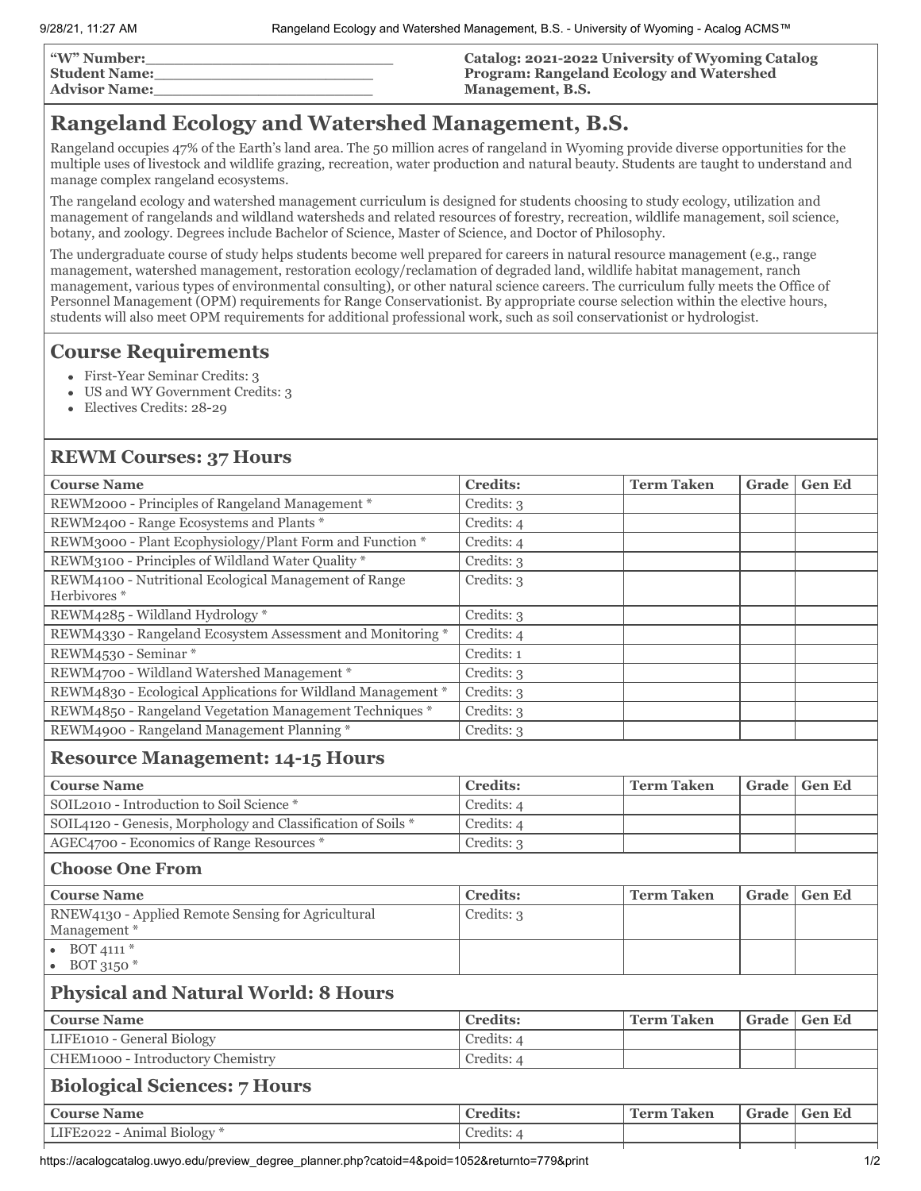"W" Number:\_\_\_\_\_\_\_\_\_\_\_\_\_\_\_\_\_\_\_\_\_\_\_\_
Student Name:\_\_\_\_\_\_\_\_\_\_\_\_\_\_\_\_\_\_\_\_\_\_\_\_
Advisor Name:\_\_\_\_\_\_\_\_\_\_\_\_\_\_\_\_\_\_\_\_\_\_\_\_

**Catalog: 2021-2022 University of Wyoming Catalog**
**Program: Rangeland Ecology and Watershed Management, B.S.**

# Rangeland Ecology and Watershed Management, B.S.

Rangeland occupies 47% of the Earth's land area. The 50 million acres of rangeland in Wyoming provide diverse opportunities for the multiple uses of livestock and wildlife grazing, recreation, water production and natural beauty. Students are taught to understand and manage complex rangeland ecosystems.

The rangeland ecology and watershed management curriculum is designed for students choosing to study ecology, utilization and management of rangelands and wildland watersheds and related resources of forestry, recreation, wildlife management, soil science, botany, and zoology. Degrees include Bachelor of Science, Master of Science, and Doctor of Philosophy.

The undergraduate course of study helps students become well prepared for careers in natural resource management (e.g., range management, watershed management, restoration ecology/reclamation of degraded land, wildlife habitat management, ranch management, various types of environmental consulting), or other natural science careers. The curriculum fully meets the Office of Personnel Management (OPM) requirements for Range Conservationist. By appropriate course selection within the elective hours, students will also meet OPM requirements for additional professional work, such as soil conservationist or hydrologist.

## Course Requirements

- First-Year Seminar Credits: 3
- US and WY Government Credits: 3
- Electives Credits: 28-29

## REWM Courses: 37 Hours

| Course Name | Credits: | Term Taken | Grade | Gen Ed |
|---|---|---|---|---|
| REWM2000 - Principles of Rangeland Management * | Credits: 3 | | | |
| REWM2400 - Range Ecosystems and Plants * | Credits: 4 | | | |
| REWM3000 - Plant Ecophysiology/Plant Form and Function * | Credits: 4 | | | |
| REWM3100 - Principles of Wildland Water Quality * | Credits: 3 | | | |
| REWM4100 - Nutritional Ecological Management of Range Herbivores * | Credits: 3 | | | |
| REWM4285 - Wildland Hydrology * | Credits: 3 | | | |
| REWM4330 - Rangeland Ecosystem Assessment and Monitoring * | Credits: 4 | | | |
| REWM4530 - Seminar * | Credits: 1 | | | |
| REWM4700 - Wildland Watershed Management * | Credits: 3 | | | |
| REWM4830 - Ecological Applications for Wildland Management * | Credits: 3 | | | |
| REWM4850 - Rangeland Vegetation Management Techniques * | Credits: 3 | | | |
| REWM4900 - Rangeland Management Planning * | Credits: 3 | | | |

## Resource Management: 14-15 Hours

| Course Name | Credits: | Term Taken | Grade | Gen Ed |
|---|---|---|---|---|
| SOIL2010 - Introduction to Soil Science * | Credits: 4 | | | |
| SOIL4120 - Genesis, Morphology and Classification of Soils * | Credits: 4 | | | |
| AGEC4700 - Economics of Range Resources * | Credits: 3 | | | |

### Choose One From

| Course Name | Credits: | Term Taken | Grade | Gen Ed |
|---|---|---|---|---|
| RNEW4130 - Applied Remote Sensing for Agricultural Management * | Credits: 3 | | | |
| • BOT 4111 *<br>• BOT 3150 * | | | | |

## Physical and Natural World: 8 Hours

| Course Name | Credits: | Term Taken | Grade | Gen Ed |
|---|---|---|---|---|
| LIFE1010 - General Biology | Credits: 4 | | | |
| CHEM1000 - Introductory Chemistry | Credits: 4 | | | |

## Biological Sciences: 7 Hours

| Course Name | Credits: | Term Taken | Grade | Gen Ed |
|---|---|---|---|---|
| LIFE2022 - Animal Biology * | Credits: 4 | | | |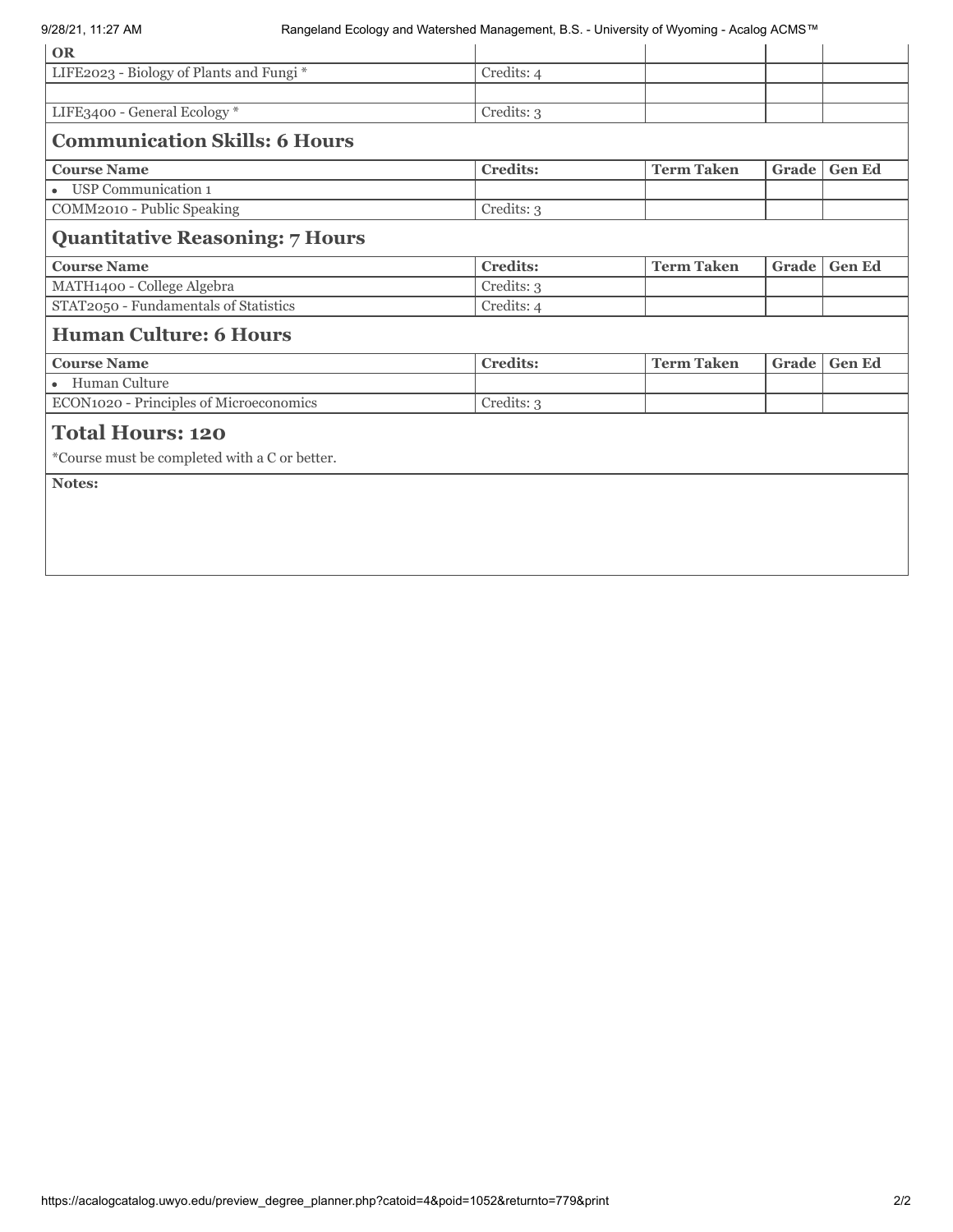| | | | | |
|---|---|---|---|---|
| **OR** | | | | |
| LIFE2023 - Biology of Plants and Fungi * | Credits: 4 | | | |
| | | | | |
| LIFE3400 - General Ecology * | Credits: 3 | | | |

## Communication Skills: 6 Hours

| Course Name | Credits: | Term Taken | Grade | Gen Ed |
|---|---|---|---|---|
| • USP Communication 1 | | | | |
| COMM2010 - Public Speaking | Credits: 3 | | | |

## Quantitative Reasoning: 7 Hours

| Course Name | Credits: | Term Taken | Grade | Gen Ed |
|---|---|---|---|---|
| MATH1400 - College Algebra | Credits: 3 | | | |
| STAT2050 - Fundamentals of Statistics | Credits: 4 | | | |

## Human Culture: 6 Hours

| Course Name | Credits: | Term Taken | Grade | Gen Ed |
|---|---|---|---|---|
| • Human Culture | | | | |
| ECON1020 - Principles of Microeconomics | Credits: 3 | | | |

## Total Hours: 120

*Course must be completed with a C or better.

**Notes:**